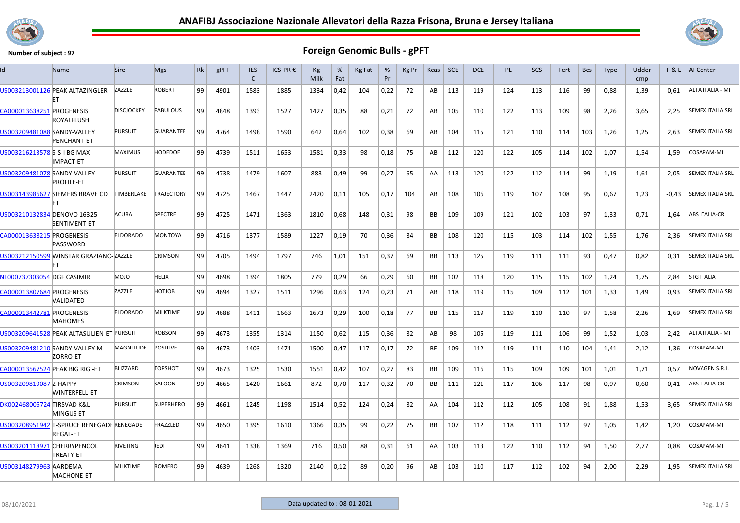# ANAFIBJ Associazione Nazionale Allevatori della Razza Frisona, Bruna e Jersey Italiana

**Number of subject : 97**

## Foreign Genomic Bulls - gPFT

| Id | Name | Sire | Mgs | Rk | gPFT | IES € | ICS-PR € | Kg Milk | % Fat | Kg Fat | % Pr | Kg Pr | Kcas | SCE | DCE | PL | SCS | Fert | Bcs | Type | Udder cmp | F & L | AI Center |
|---|---|---|---|---|---|---|---|---|---|---|---|---|---|---|---|---|---|---|---|---|---|---|---|
| US003213001126 | PEAK ALTAZINGLER-ET | ZAZZLE | ROBERT | 99 | 4901 | 1583 | 1885 | 1334 | 0,42 | 104 | 0,22 | 72 | AB | 113 | 119 | 124 | 113 | 116 | 99 | 0,88 | 1,39 | 0,61 | ALTA ITALIA - MI |
| CA000013638251 | PROGENESIS ROYALFLUSH | DISCJOCKEY | FABULOUS | 99 | 4848 | 1393 | 1527 | 1427 | 0,35 | 88 | 0,21 | 72 | AB | 105 | 110 | 122 | 113 | 109 | 98 | 2,26 | 3,65 | 2,25 | SEMEX ITALIA SRL |
| US003209481088 | SANDY-VALLEY PENCHANT-ET | PURSUIT | GUARANTEE | 99 | 4764 | 1498 | 1590 | 642 | 0,64 | 102 | 0,38 | 69 | AB | 104 | 115 | 121 | 110 | 114 | 103 | 1,26 | 1,25 | 2,63 | SEMEX ITALIA SRL |
| US003216213578 | S-S-I BG MAX IMPACT-ET | MAXIMUS | HODEDOE | 99 | 4739 | 1511 | 1653 | 1581 | 0,33 | 98 | 0,18 | 75 | AB | 112 | 120 | 122 | 105 | 114 | 102 | 1,07 | 1,54 | 1,59 | COSAPAM-MI |
| US003209481078 | SANDY-VALLEY PROFILE-ET | PURSUIT | GUARANTEE | 99 | 4738 | 1479 | 1607 | 883 | 0,49 | 99 | 0,27 | 65 | AA | 113 | 120 | 122 | 112 | 114 | 99 | 1,19 | 1,61 | 2,05 | SEMEX ITALIA SRL |
| US003143986627 | SIEMERS BRAVE CD ET | TIMBERLAKE | TRAJECTORY | 99 | 4725 | 1467 | 1447 | 2420 | 0,11 | 105 | 0,17 | 104 | AB | 108 | 106 | 119 | 107 | 108 | 95 | 0,67 | 1,23 | -0,43 | SEMEX ITALIA SRL |
| US003210132834 | DENOVO 16325 SENTIMENT-ET | ACURA | SPECTRE | 99 | 4725 | 1471 | 1363 | 1810 | 0,68 | 148 | 0,31 | 98 | BB | 109 | 109 | 121 | 102 | 103 | 97 | 1,33 | 0,71 | 1,64 | ABS ITALIA-CR |
| CA000013638215 | PROGENESIS PASSWORD | ELDORADO | MONTOYA | 99 | 4716 | 1377 | 1589 | 1227 | 0,19 | 70 | 0,36 | 84 | BB | 108 | 120 | 115 | 103 | 114 | 102 | 1,55 | 1,76 | 2,36 | SEMEX ITALIA SRL |
| US003212150599 | WINSTAR GRAZIANO-ET | ZAZZLE | CRIMSON | 99 | 4705 | 1494 | 1797 | 746 | 1,01 | 151 | 0,37 | 69 | BB | 113 | 125 | 119 | 111 | 111 | 93 | 0,47 | 0,82 | 0,31 | SEMEX ITALIA SRL |
| NL000737303054 | DGF CASIMIR | MOJO | HELIX | 99 | 4698 | 1394 | 1805 | 779 | 0,29 | 66 | 0,29 | 60 | BB | 102 | 118 | 120 | 115 | 115 | 102 | 1,24 | 1,75 | 2,84 | STG ITALIA |
| CA000013807684 | PROGENESIS VALIDATED | ZAZZLE | HOTJOB | 99 | 4694 | 1327 | 1511 | 1296 | 0,63 | 124 | 0,23 | 71 | AB | 118 | 119 | 115 | 109 | 112 | 101 | 1,33 | 1,49 | 0,93 | SEMEX ITALIA SRL |
| CA000013442781 | PROGENESIS MAHOMES | ELDORADO | MILKTIME | 99 | 4688 | 1411 | 1663 | 1673 | 0,29 | 100 | 0,18 | 77 | BB | 115 | 119 | 119 | 110 | 110 | 97 | 1,58 | 2,26 | 1,69 | SEMEX ITALIA SRL |
| US003209641528 | PEAK ALTASULIEN-ET | PURSUIT | ROBSON | 99 | 4673 | 1355 | 1314 | 1150 | 0,62 | 115 | 0,36 | 82 | AB | 98 | 105 | 119 | 111 | 106 | 99 | 1,52 | 1,03 | 2,42 | ALTA ITALIA - MI |
| US003209481210 | SANDY-VALLEY M ZORRO-ET | MAGNITUDE | POSITIVE | 99 | 4673 | 1403 | 1471 | 1500 | 0,47 | 117 | 0,17 | 72 | BE | 109 | 112 | 119 | 111 | 110 | 104 | 1,41 | 2,12 | 1,36 | COSAPAM-MI |
| CA000013567524 | PEAK BIG RIG -ET | BLIZZARD | TOPSHOT | 99 | 4673 | 1325 | 1530 | 1551 | 0,42 | 107 | 0,27 | 83 | BB | 109 | 116 | 115 | 109 | 109 | 101 | 1,01 | 1,71 | 0,57 | NOVAGEN S.R.L. |
| US003209819087 | Z-HAPPY WINTERFELL-ET | CRIMSON | SALOON | 99 | 4665 | 1420 | 1661 | 872 | 0,70 | 117 | 0,32 | 70 | BB | 111 | 121 | 117 | 106 | 117 | 98 | 0,97 | 0,60 | 0,41 | ABS ITALIA-CR |
| DK002468005724 | TIRSVAD K&L MINGUS ET | PURSUIT | SUPERHERO | 99 | 4661 | 1245 | 1198 | 1514 | 0,52 | 124 | 0,24 | 82 | AA | 104 | 112 | 112 | 105 | 108 | 91 | 1,88 | 1,53 | 3,65 | SEMEX ITALIA SRL |
| US003208951942 | T-SPRUCE RENEGADE REGAL-ET | RENEGADE | FRAZZLED | 99 | 4650 | 1395 | 1610 | 1366 | 0,35 | 99 | 0,22 | 75 | BB | 107 | 112 | 118 | 111 | 112 | 97 | 1,05 | 1,42 | 1,20 | COSAPAM-MI |
| US003201118971 | CHERRYPENCOL TREATY-ET | RIVETING | JEDI | 99 | 4641 | 1338 | 1369 | 716 | 0,50 | 88 | 0,31 | 61 | AA | 103 | 113 | 122 | 110 | 112 | 94 | 1,50 | 2,77 | 0,88 | COSAPAM-MI |
| US003148279963 | AARDEMA MACHONE-ET | MILKTIME | ROMERO | 99 | 4639 | 1268 | 1320 | 2140 | 0,12 | 89 | 0,20 | 96 | AB | 103 | 110 | 117 | 112 | 102 | 94 | 2,00 | 2,29 | 1,95 | SEMEX ITALIA SRL |

08/10/2021 — Data updated to : 08-01-2021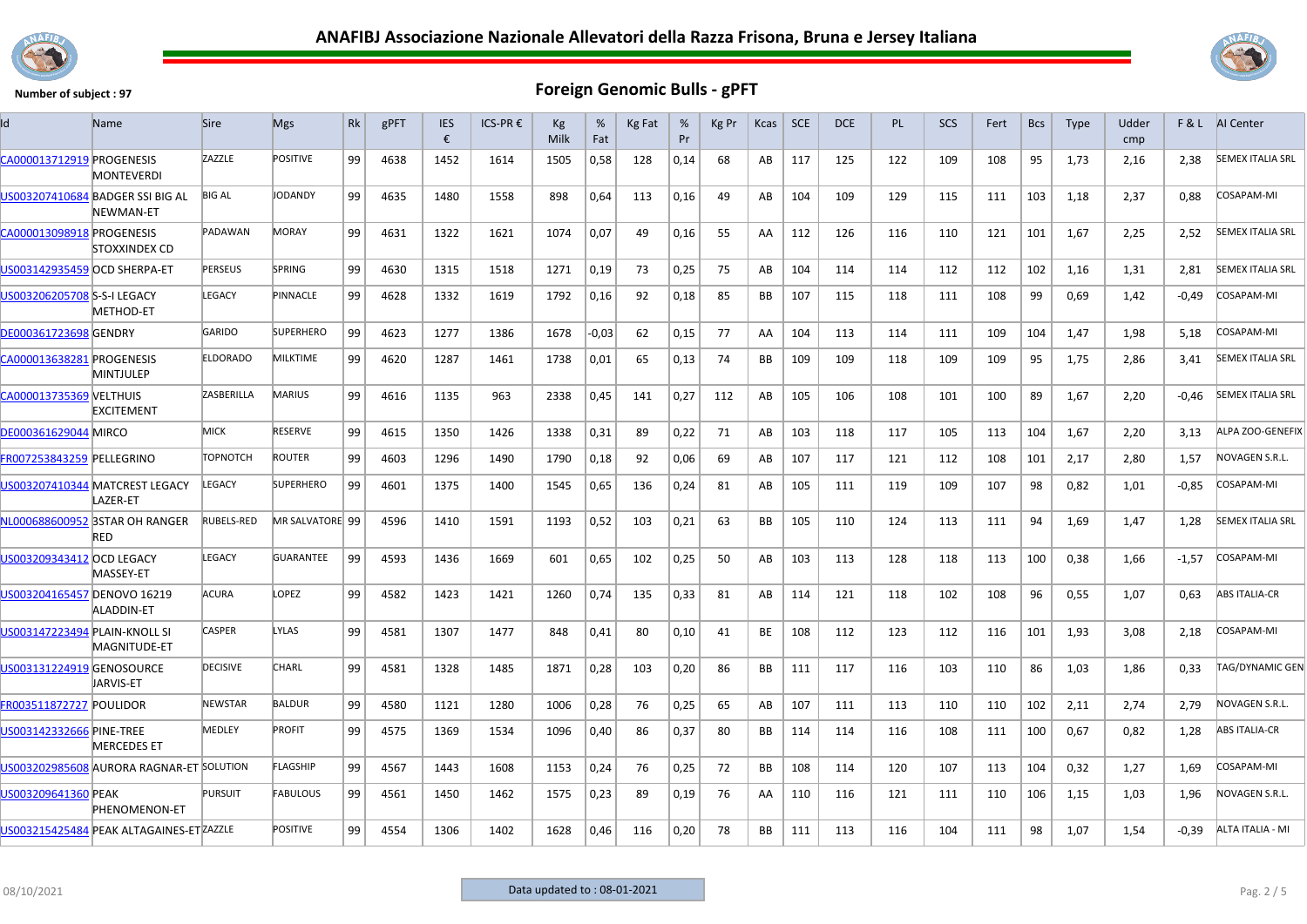# ANAFIBJ Associazione Nazionale Allevatori della Razza Frisona, Bruna e Jersey Italiana

**Number of subject : 97**

## Foreign Genomic Bulls - gPFT

| Id | Name | Sire | Mgs | Rk | gPFT | IES € | ICS-PR € | Kg Milk | % Fat | Kg Fat | % Pr | Kg Pr | Kcas | SCE | DCE | PL | SCS | Fert | Bcs | Type | Udder cmp | F & L | AI Center |
|---|---|---|---|---|---|---|---|---|---|---|---|---|---|---|---|---|---|---|---|---|---|---|---|
| CA000013712919 | PROGENESIS MONTEVERDI | ZAZZLE | POSITIVE | 99 | 4638 | 1452 | 1614 | 1505 | 0,58 | 128 | 0,14 | 68 | AB | 117 | 125 | 122 | 109 | 108 | 95 | 1,73 | 2,16 | 2,38 | SEMEX ITALIA SRL |
| US003207410684 | BADGER SSI BIG AL NEWMAN-ET | BIG AL | JODANDY | 99 | 4635 | 1480 | 1558 | 898 | 0,64 | 113 | 0,16 | 49 | AB | 104 | 109 | 129 | 115 | 111 | 103 | 1,18 | 2,37 | 0,88 | COSAPAM-MI |
| CA000013098918 | PROGENESIS STOXXINDEX CD | PADAWAN | MORAY | 99 | 4631 | 1322 | 1621 | 1074 | 0,07 | 49 | 0,16 | 55 | AA | 112 | 126 | 116 | 110 | 121 | 101 | 1,67 | 2,25 | 2,52 | SEMEX ITALIA SRL |
| US003142935459 | OCD SHERPA-ET | PERSEUS | SPRING | 99 | 4630 | 1315 | 1518 | 1271 | 0,19 | 73 | 0,25 | 75 | AB | 104 | 114 | 114 | 112 | 112 | 102 | 1,16 | 1,31 | 2,81 | SEMEX ITALIA SRL |
| US003206205708 | S-S-I LEGACY METHOD-ET | LEGACY | PINNACLE | 99 | 4628 | 1332 | 1619 | 1792 | 0,16 | 92 | 0,18 | 85 | BB | 107 | 115 | 118 | 111 | 108 | 99 | 0,69 | 1,42 | -0,49 | COSAPAM-MI |
| DE000361723698 | GENDRY | GARIDO | SUPERHERO | 99 | 4623 | 1277 | 1386 | 1678 | -0,03 | 62 | 0,15 | 77 | AA | 104 | 113 | 114 | 111 | 109 | 104 | 1,47 | 1,98 | 5,18 | COSAPAM-MI |
| CA000013638281 | PROGENESIS MINTJULEP | ELDORADO | MILKTIME | 99 | 4620 | 1287 | 1461 | 1738 | 0,01 | 65 | 0,13 | 74 | BB | 109 | 109 | 118 | 109 | 109 | 95 | 1,75 | 2,86 | 3,41 | SEMEX ITALIA SRL |
| CA000013735369 | VELTHUIS EXCITEMENT | ZASBERILLA | MARIUS | 99 | 4616 | 1135 | 963 | 2338 | 0,45 | 141 | 0,27 | 112 | AB | 105 | 106 | 108 | 101 | 100 | 89 | 1,67 | 2,20 | -0,46 | SEMEX ITALIA SRL |
| DE000361629044 | MIRCO | MICK | RESERVE | 99 | 4615 | 1350 | 1426 | 1338 | 0,31 | 89 | 0,22 | 71 | AB | 103 | 118 | 117 | 105 | 113 | 104 | 1,67 | 2,20 | 3,13 | ALPA ZOO-GENEFIX |
| FR007253843259 | PELLEGRINO | TOPNOTCH | ROUTER | 99 | 4603 | 1296 | 1490 | 1790 | 0,18 | 92 | 0,06 | 69 | AB | 107 | 117 | 121 | 112 | 108 | 101 | 2,17 | 2,80 | 1,57 | NOVAGEN S.R.L. |
| US003207410344 | MATCREST LEGACY LAZER-ET | LEGACY | SUPERHERO | 99 | 4601 | 1375 | 1400 | 1545 | 0,65 | 136 | 0,24 | 81 | AB | 105 | 111 | 119 | 109 | 107 | 98 | 0,82 | 1,01 | -0,85 | COSAPAM-MI |
| NL000688600952 | 3STAR OH RANGER RED | RUBELS-RED | MR SALVATORE | 99 | 4596 | 1410 | 1591 | 1193 | 0,52 | 103 | 0,21 | 63 | BB | 105 | 110 | 124 | 113 | 111 | 94 | 1,69 | 1,47 | 1,28 | SEMEX ITALIA SRL |
| US003209343412 | OCD LEGACY MASSEY-ET | LEGACY | GUARANTEE | 99 | 4593 | 1436 | 1669 | 601 | 0,65 | 102 | 0,25 | 50 | AB | 103 | 113 | 128 | 118 | 113 | 100 | 0,38 | 1,66 | -1,57 | COSAPAM-MI |
| US003204165457 | DENOVO 16219 ALADDIN-ET | ACURA | LOPEZ | 99 | 4582 | 1423 | 1421 | 1260 | 0,74 | 135 | 0,33 | 81 | AB | 114 | 121 | 118 | 102 | 108 | 96 | 0,55 | 1,07 | 0,63 | ABS ITALIA-CR |
| US003147223494 | PLAIN-KNOLL SI MAGNITUDE-ET | CASPER | LYLAS | 99 | 4581 | 1307 | 1477 | 848 | 0,41 | 80 | 0,10 | 41 | BE | 108 | 112 | 123 | 112 | 116 | 101 | 1,93 | 3,08 | 2,18 | COSAPAM-MI |
| US003131224919 | GENOSOURCE JARVIS-ET | DECISIVE | CHARL | 99 | 4581 | 1328 | 1485 | 1871 | 0,28 | 103 | 0,20 | 86 | BB | 111 | 117 | 116 | 103 | 110 | 86 | 1,03 | 1,86 | 0,33 | TAG/DYNAMIC GEN |
| FR003511872727 | POULIDOR | NEWSTAR | BALDUR | 99 | 4580 | 1121 | 1280 | 1006 | 0,28 | 76 | 0,25 | 65 | AB | 107 | 111 | 113 | 110 | 110 | 102 | 2,11 | 2,74 | 2,79 | NOVAGEN S.R.L. |
| US003142332666 | PINE-TREE MERCEDES ET | MEDLEY | PROFIT | 99 | 4575 | 1369 | 1534 | 1096 | 0,40 | 86 | 0,37 | 80 | BB | 114 | 114 | 116 | 108 | 111 | 100 | 0,67 | 0,82 | 1,28 | ABS ITALIA-CR |
| US003202985608 | AURORA RAGNAR-ET | SOLUTION | FLAGSHIP | 99 | 4567 | 1443 | 1608 | 1153 | 0,24 | 76 | 0,25 | 72 | BB | 108 | 114 | 120 | 107 | 113 | 104 | 0,32 | 1,27 | 1,69 | COSAPAM-MI |
| US003209641360 | PEAK PHENOMENON-ET | PURSUIT | FABULOUS | 99 | 4561 | 1450 | 1462 | 1575 | 0,23 | 89 | 0,19 | 76 | AA | 110 | 116 | 121 | 111 | 110 | 106 | 1,15 | 1,03 | 1,96 | NOVAGEN S.R.L. |
| US003215425484 | PEAK ALTAGAINES-ET | ZAZZLE | POSITIVE | 99 | 4554 | 1306 | 1402 | 1628 | 0,46 | 116 | 0,20 | 78 | BB | 111 | 113 | 116 | 104 | 111 | 98 | 1,07 | 1,54 | -0,39 | ALTA ITALIA - MI |

08/10/2021

Data updated to : 08-01-2021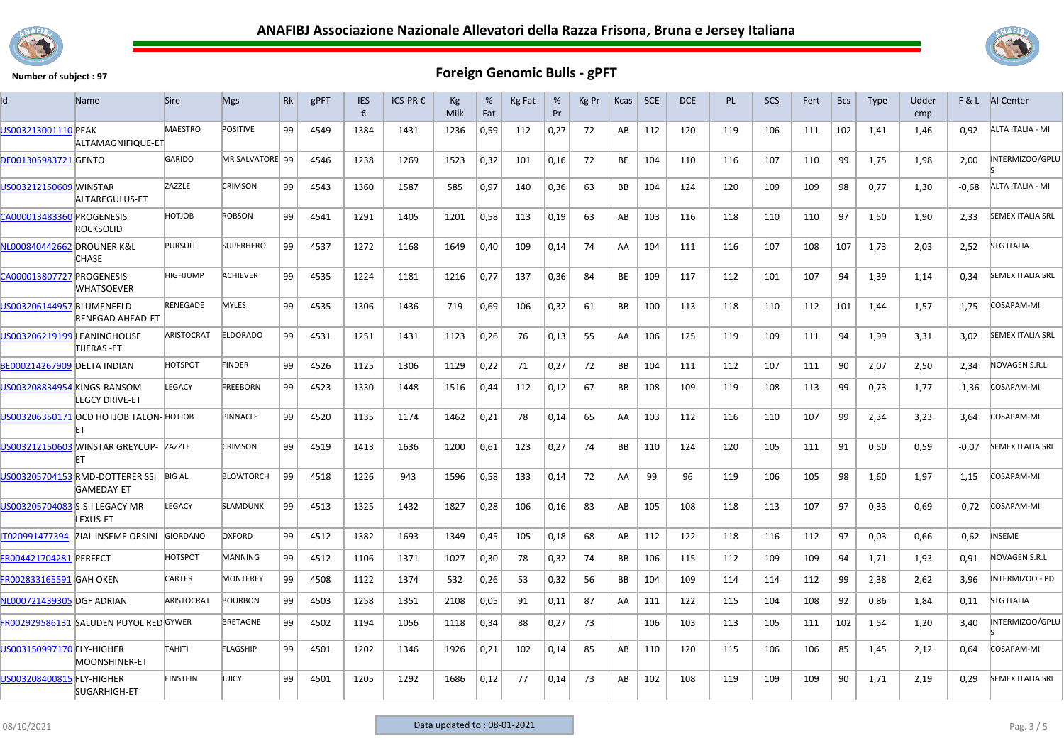# ANAFIBJ Associazione Nazionale Allevatori della Razza Frisona, Bruna e Jersey Italiana

**Number of subject : 97**

## Foreign Genomic Bulls - gPFT

| Id | Name | Sire | Mgs | Rk | gPFT | IES € | ICS-PR € | Kg Milk | % Fat | Kg Fat | % Pr | Kg Pr | Kcas | SCE | DCE | PL | SCS | Fert | Bcs | Type | Udder cmp | F & L | AI Center |
|---|---|---|---|---|---|---|---|---|---|---|---|---|---|---|---|---|---|---|---|---|---|---|---|
| US003213001110 | PEAK ALTAMAGNIFIQUE-ET | MAESTRO | POSITIVE | 99 | 4549 | 1384 | 1431 | 1236 | 0,59 | 112 | 0,27 | 72 | AB | 112 | 120 | 119 | 106 | 111 | 102 | 1,41 | 1,46 | 0,92 | ALTA ITALIA - MI |
| DE001305983721 | GENTO | GARIDO | MR SALVATORE | 99 | 4546 | 1238 | 1269 | 1523 | 0,32 | 101 | 0,16 | 72 | BE | 104 | 110 | 116 | 107 | 110 | 99 | 1,75 | 1,98 | 2,00 | INTERMIZOO/GPLUS |
| US003212150609 | WINSTAR ALTAREGULUS-ET | ZAZZLE | CRIMSON | 99 | 4543 | 1360 | 1587 | 585 | 0,97 | 140 | 0,36 | 63 | BB | 104 | 124 | 120 | 109 | 109 | 98 | 0,77 | 1,30 | -0,68 | ALTA ITALIA - MI |
| CA000013483360 | PROGENESIS ROCKSOLID | HOTJOB | ROBSON | 99 | 4541 | 1291 | 1405 | 1201 | 0,58 | 113 | 0,19 | 63 | AB | 103 | 116 | 118 | 110 | 110 | 97 | 1,50 | 1,90 | 2,33 | SEMEX ITALIA SRL |
| NL000840442662 | DROUNER K&L CHASE | PURSUIT | SUPERHERO | 99 | 4537 | 1272 | 1168 | 1649 | 0,40 | 109 | 0,14 | 74 | AA | 104 | 111 | 116 | 107 | 108 | 107 | 1,73 | 2,03 | 2,52 | STG ITALIA |
| CA000013807727 | PROGENESIS WHATSOEVER | HIGHJUMP | ACHIEVER | 99 | 4535 | 1224 | 1181 | 1216 | 0,77 | 137 | 0,36 | 84 | BE | 109 | 117 | 112 | 101 | 107 | 94 | 1,39 | 1,14 | 0,34 | SEMEX ITALIA SRL |
| US003206144957 | BLUMENFELD RENEGAD AHEAD-ET | RENEGADE | MYLES | 99 | 4535 | 1306 | 1436 | 719 | 0,69 | 106 | 0,32 | 61 | BB | 100 | 113 | 118 | 110 | 112 | 101 | 1,44 | 1,57 | 1,75 | COSAPAM-MI |
| US003206219199 | LEANINGHOUSE TIJERAS -ET | ARISTOCRAT | ELDORADO | 99 | 4531 | 1251 | 1431 | 1123 | 0,26 | 76 | 0,13 | 55 | AA | 106 | 125 | 119 | 109 | 111 | 94 | 1,99 | 3,31 | 3,02 | SEMEX ITALIA SRL |
| BE000214267909 | DELTA INDIAN | HOTSPOT | FINDER | 99 | 4526 | 1125 | 1306 | 1129 | 0,22 | 71 | 0,27 | 72 | BB | 104 | 111 | 112 | 107 | 111 | 90 | 2,07 | 2,50 | 2,34 | NOVAGEN S.R.L. |
| US003208834954 | KINGS-RANSOM LEGCY DRIVE-ET | LEGACY | FREEBORN | 99 | 4523 | 1330 | 1448 | 1516 | 0,44 | 112 | 0,12 | 67 | BB | 108 | 109 | 119 | 108 | 113 | 99 | 0,73 | 1,77 | -1,36 | COSAPAM-MI |
| US003206350171 | OCD HOTJOB TALON-ET | HOTJOB | PINNACLE | 99 | 4520 | 1135 | 1174 | 1462 | 0,21 | 78 | 0,14 | 65 | AA | 103 | 112 | 116 | 110 | 107 | 99 | 2,34 | 3,23 | 3,64 | COSAPAM-MI |
| US003212150603 | WINSTAR GREYCUP-ET | ZAZZLE | CRIMSON | 99 | 4519 | 1413 | 1636 | 1200 | 0,61 | 123 | 0,27 | 74 | BB | 110 | 124 | 120 | 105 | 111 | 91 | 0,50 | 0,59 | -0,07 | SEMEX ITALIA SRL |
| US003205704153 | RMD-DOTTERER SSI GAMEDAY-ET | BIG AL | BLOWTORCH | 99 | 4518 | 1226 | 943 | 1596 | 0,58 | 133 | 0,14 | 72 | AA | 99 | 96 | 119 | 106 | 105 | 98 | 1,60 | 1,97 | 1,15 | COSAPAM-MI |
| US003205704083 | S-S-I LEGACY MR LEXUS-ET | LEGACY | SLAMDUNK | 99 | 4513 | 1325 | 1432 | 1827 | 0,28 | 106 | 0,16 | 83 | AB | 105 | 108 | 118 | 113 | 107 | 97 | 0,33 | 0,69 | -0,72 | COSAPAM-MI |
| IT020991477394 | ZIAL INSEME ORSINI | GIORDANO | OXFORD | 99 | 4512 | 1382 | 1693 | 1349 | 0,45 | 105 | 0,18 | 68 | AB | 112 | 122 | 118 | 116 | 112 | 97 | 0,03 | 0,66 | -0,62 | INSEME |
| FR004421704281 | PERFECT | HOTSPOT | MANNING | 99 | 4512 | 1106 | 1371 | 1027 | 0,30 | 78 | 0,32 | 74 | BB | 106 | 115 | 112 | 109 | 109 | 94 | 1,71 | 1,93 | 0,91 | NOVAGEN S.R.L. |
| FR002833165591 | GAH OKEN | CARTER | MONTEREY | 99 | 4508 | 1122 | 1374 | 532 | 0,26 | 53 | 0,32 | 56 | BB | 104 | 109 | 114 | 114 | 112 | 99 | 2,38 | 2,62 | 3,96 | INTERMIZOO - PD |
| NL000721439305 | DGF ADRIAN | ARISTOCRAT | BOURBON | 99 | 4503 | 1258 | 1351 | 2108 | 0,05 | 91 | 0,11 | 87 | AA | 111 | 122 | 115 | 104 | 108 | 92 | 0,86 | 1,84 | 0,11 | STG ITALIA |
| FR002929586131 | SALUDEN PUYOL RED | GYWER | BRETAGNE | 99 | 4502 | 1194 | 1056 | 1118 | 0,34 | 88 | 0,27 | 73 | | 106 | 103 | 113 | 105 | 111 | 102 | 1,54 | 1,20 | 3,40 | INTERMIZOO/GPLUS |
| US003150997170 | FLY-HIGHER MOONSHINER-ET | TAHITI | FLAGSHIP | 99 | 4501 | 1202 | 1346 | 1926 | 0,21 | 102 | 0,14 | 85 | AB | 110 | 120 | 115 | 106 | 106 | 85 | 1,45 | 2,12 | 0,64 | COSAPAM-MI |
| US003208400815 | FLY-HIGHER SUGARHIGH-ET | EINSTEIN | JUICY | 99 | 4501 | 1205 | 1292 | 1686 | 0,12 | 77 | 0,14 | 73 | AB | 102 | 108 | 119 | 109 | 109 | 90 | 1,71 | 2,19 | 0,29 | SEMEX ITALIA SRL |

08/10/2021 — Data updated to : 08-01-2021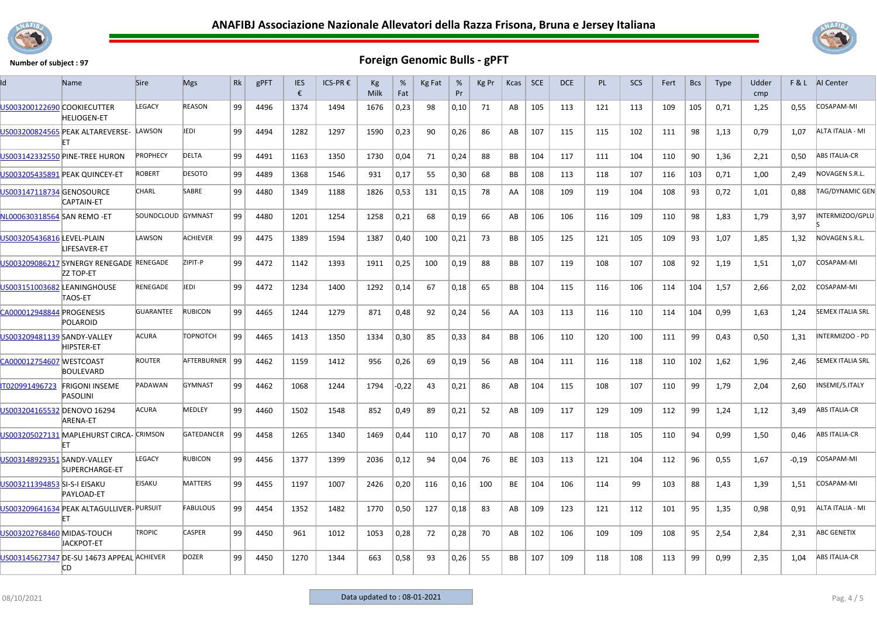# ANAFIBJ Associazione Nazionale Allevatori della Razza Frisona, Bruna e Jersey Italiana

**Number of subject : 97**

## Foreign Genomic Bulls - gPFT

| Id | Name | Sire | Mgs | Rk | gPFT | IES € | ICS-PR € | Kg Milk | % Fat | Kg Fat | % Pr | Kg Pr | Kcas | SCE | DCE | PL | SCS | Fert | Bcs | Type | Udder cmp | F & L | AI Center |
|---|---|---|---|---|---|---|---|---|---|---|---|---|---|---|---|---|---|---|---|---|---|---|---|
| US003200122690 | COOKIECUTTER HELIOGEN-ET | LEGACY | REASON | 99 | 4496 | 1374 | 1494 | 1676 | 0,23 | 98 | 0,10 | 71 | AB | 105 | 113 | 121 | 113 | 109 | 105 | 0,71 | 1,25 | 0,55 | COSAPAM-MI |
| US003200824565 | PEAK ALTAREVERSE-ET | LAWSON | JEDI | 99 | 4494 | 1282 | 1297 | 1590 | 0,23 | 90 | 0,26 | 86 | AB | 107 | 115 | 115 | 102 | 111 | 98 | 1,13 | 0,79 | 1,07 | ALTA ITALIA - MI |
| US003142332550 | PINE-TREE HURON | PROPHECY | DELTA | 99 | 4491 | 1163 | 1350 | 1730 | 0,04 | 71 | 0,24 | 88 | BB | 104 | 117 | 111 | 104 | 110 | 90 | 1,36 | 2,21 | 0,50 | ABS ITALIA-CR |
| US003205435891 | PEAK QUINCEY-ET | ROBERT | DESOTO | 99 | 4489 | 1368 | 1546 | 931 | 0,17 | 55 | 0,30 | 68 | BB | 108 | 113 | 118 | 107 | 116 | 103 | 0,71 | 1,00 | 2,49 | NOVAGEN S.R.L. |
| US003147118734 | GENOSOURCE CAPTAIN-ET | CHARL | SABRE | 99 | 4480 | 1349 | 1188 | 1826 | 0,53 | 131 | 0,15 | 78 | AA | 108 | 109 | 119 | 104 | 108 | 93 | 0,72 | 1,01 | 0,88 | TAG/DYNAMIC GEN |
| NL000630318564 | SAN REMO -ET | SOUNDCLOUD | GYMNAST | 99 | 4480 | 1201 | 1254 | 1258 | 0,21 | 68 | 0,19 | 66 | AB | 106 | 106 | 116 | 109 | 110 | 98 | 1,83 | 1,79 | 3,97 | INTERMIZOO/GPLUS |
| US003205436816 | LEVEL-PLAIN LIFESAVER-ET | LAWSON | ACHIEVER | 99 | 4475 | 1389 | 1594 | 1387 | 0,40 | 100 | 0,21 | 73 | BB | 105 | 125 | 121 | 105 | 109 | 93 | 1,07 | 1,85 | 1,32 | NOVAGEN S.R.L. |
| US003209086217 | SYNERGY RENEGADE ZZ TOP-ET | RENEGADE | ZIPIT-P | 99 | 4472 | 1142 | 1393 | 1911 | 0,25 | 100 | 0,19 | 88 | BB | 107 | 119 | 108 | 107 | 108 | 92 | 1,19 | 1,51 | 1,07 | COSAPAM-MI |
| US003151003682 | LEANINGHOUSE TAOS-ET | RENEGADE | JEDI | 99 | 4472 | 1234 | 1400 | 1292 | 0,14 | 67 | 0,18 | 65 | BB | 104 | 115 | 116 | 106 | 114 | 104 | 1,57 | 2,66 | 2,02 | COSAPAM-MI |
| CA000012948844 | PROGENESIS POLAROID | GUARANTEE | RUBICON | 99 | 4465 | 1244 | 1279 | 871 | 0,48 | 92 | 0,24 | 56 | AA | 103 | 113 | 116 | 110 | 114 | 104 | 0,99 | 1,63 | 1,24 | SEMEX ITALIA SRL |
| US003209481139 | SANDY-VALLEY HIPSTER-ET | ACURA | TOPNOTCH | 99 | 4465 | 1413 | 1350 | 1334 | 0,30 | 85 | 0,33 | 84 | BB | 106 | 110 | 120 | 100 | 111 | 99 | 0,43 | 0,50 | 1,31 | INTERMIZOO - PD |
| CA000012754607 | WESTCOAST BOULEVARD | ROUTER | AFTERBURNER | 99 | 4462 | 1159 | 1412 | 956 | 0,26 | 69 | 0,19 | 56 | AB | 104 | 111 | 116 | 118 | 110 | 102 | 1,62 | 1,96 | 2,46 | SEMEX ITALIA SRL |
| IT020991496723 | FRIGONI INSEME PASOLINI | PADAWAN | GYMNAST | 99 | 4462 | 1068 | 1244 | 1794 | -0,22 | 43 | 0,21 | 86 | AB | 104 | 115 | 108 | 107 | 110 | 99 | 1,79 | 2,04 | 2,60 | INSEME/S.ITALY |
| US003204165532 | DENOVO 16294 ARENA-ET | ACURA | MEDLEY | 99 | 4460 | 1502 | 1548 | 852 | 0,49 | 89 | 0,21 | 52 | AB | 109 | 117 | 129 | 109 | 112 | 99 | 1,24 | 1,12 | 3,49 | ABS ITALIA-CR |
| US003205027131 | MAPLEHURST CIRCA-ET | CRIMSON | GATEDANCER | 99 | 4458 | 1265 | 1340 | 1469 | 0,44 | 110 | 0,17 | 70 | AB | 108 | 117 | 118 | 105 | 110 | 94 | 0,99 | 1,50 | 0,46 | ABS ITALIA-CR |
| US003148929351 | SANDY-VALLEY SUPERCHARGE-ET | LEGACY | RUBICON | 99 | 4456 | 1377 | 1399 | 2036 | 0,12 | 94 | 0,04 | 76 | BE | 103 | 113 | 121 | 104 | 112 | 96 | 0,55 | 1,67 | -0,19 | COSAPAM-MI |
| US003211394853 | SI-S-I EISAKU PAYLOAD-ET | EISAKU | MATTERS | 99 | 4455 | 1197 | 1007 | 2426 | 0,20 | 116 | 0,16 | 100 | BE | 104 | 106 | 114 | 99 | 103 | 88 | 1,43 | 1,39 | 1,51 | COSAPAM-MI |
| US003209641634 | PEAK ALTAGULLIVER-ET | PURSUIT | FABULOUS | 99 | 4454 | 1352 | 1482 | 1770 | 0,50 | 127 | 0,18 | 83 | AB | 109 | 123 | 121 | 112 | 101 | 95 | 1,35 | 0,98 | 0,91 | ALTA ITALIA - MI |
| US003202768460 | MIDAS-TOUCH JACKPOT-ET | TROPIC | CASPER | 99 | 4450 | 961 | 1012 | 1053 | 0,28 | 72 | 0,28 | 70 | AB | 102 | 106 | 109 | 109 | 108 | 95 | 2,54 | 2,84 | 2,31 | ABC GENETIX |
| US003145627347 | DE-SU 14673 APPEAL CD | ACHIEVER | DOZER | 99 | 4450 | 1270 | 1344 | 663 | 0,58 | 93 | 0,26 | 55 | BB | 107 | 109 | 118 | 108 | 113 | 99 | 0,99 | 2,35 | 1,04 | ABS ITALIA-CR |

08/10/2021

Data updated to : 08-01-2021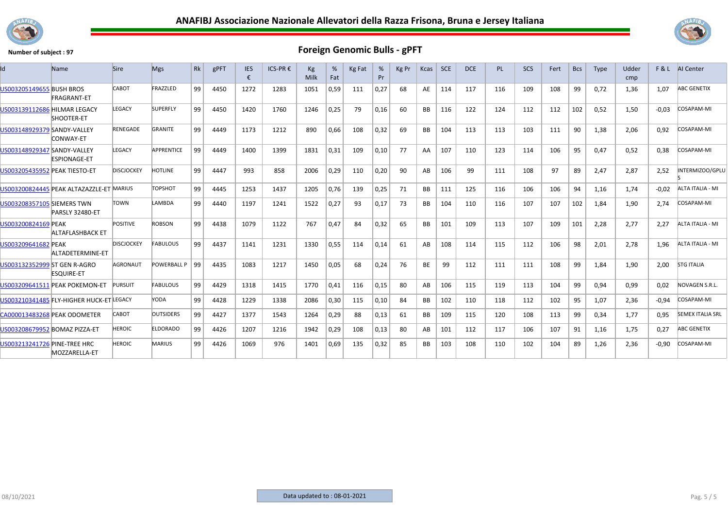# ANAFIBJ Associazione Nazionale Allevatori della Razza Frisona, Bruna e Jersey Italiana

**Number of subject : 97**

## Foreign Genomic Bulls - gPFT

| Id | Name | Sire | Mgs | Rk | gPFT | IES € | ICS-PR € | Kg Milk | % Fat | Kg Fat | % Pr | Kg Pr | Kcas | SCE | DCE | PL | SCS | Fert | Bcs | Type | Udder cmp | F & L | AI Center |
|---|---|---|---|---|---|---|---|---|---|---|---|---|---|---|---|---|---|---|---|---|---|---|---|
| US003205149655 | BUSH BROS FRAGRANT-ET | CABOT | FRAZZLED | 99 | 4450 | 1272 | 1283 | 1051 | 0,59 | 111 | 0,27 | 68 | AE | 114 | 117 | 116 | 109 | 108 | 99 | 0,72 | 1,36 | 1,07 | ABC GENETIX |
| US003139112686 | HILMAR LEGACY SHOOTER-ET | LEGACY | SUPERFLY | 99 | 4450 | 1420 | 1760 | 1246 | 0,25 | 79 | 0,16 | 60 | BB | 116 | 122 | 124 | 112 | 112 | 102 | 0,52 | 1,50 | -0,03 | COSAPAM-MI |
| US003148929379 | SANDY-VALLEY CONWAY-ET | RENEGADE | GRANITE | 99 | 4449 | 1173 | 1212 | 890 | 0,66 | 108 | 0,32 | 69 | BB | 104 | 113 | 113 | 103 | 111 | 90 | 1,38 | 2,06 | 0,92 | COSAPAM-MI |
| US003148929347 | SANDY-VALLEY ESPIONAGE-ET | LEGACY | APPRENTICE | 99 | 4449 | 1400 | 1399 | 1831 | 0,31 | 109 | 0,10 | 77 | AA | 107 | 110 | 123 | 114 | 106 | 95 | 0,47 | 0,52 | 0,38 | COSAPAM-MI |
| US003205435952 | PEAK TIESTO-ET | DISCJOCKEY | HOTLINE | 99 | 4447 | 993 | 858 | 2006 | 0,29 | 110 | 0,20 | 90 | AB | 106 | 99 | 111 | 108 | 97 | 89 | 2,47 | 2,87 | 2,52 | INTERMIZOO/GPLUS |
| US003200824445 | PEAK ALTAZAZZLE-ET | MARIUS | TOPSHOT | 99 | 4445 | 1253 | 1437 | 1205 | 0,76 | 139 | 0,25 | 71 | BB | 111 | 125 | 116 | 106 | 106 | 94 | 1,16 | 1,74 | -0,02 | ALTA ITALIA - MI |
| US003208357105 | SIEMERS TWN PARSLY 32480-ET | TOWN | LAMBDA | 99 | 4440 | 1197 | 1241 | 1522 | 0,27 | 93 | 0,17 | 73 | BB | 104 | 110 | 116 | 107 | 107 | 102 | 1,84 | 1,90 | 2,74 | COSAPAM-MI |
| US003200824169 | PEAK ALTAFLASHBACK ET | POSITIVE | ROBSON | 99 | 4438 | 1079 | 1122 | 767 | 0,47 | 84 | 0,32 | 65 | BB | 101 | 109 | 113 | 107 | 109 | 101 | 2,28 | 2,77 | 2,27 | ALTA ITALIA - MI |
| US003209641682 | PEAK ALTADETERMINE-ET | DISCJOCKEY | FABULOUS | 99 | 4437 | 1141 | 1231 | 1330 | 0,55 | 114 | 0,14 | 61 | AB | 108 | 114 | 115 | 112 | 106 | 98 | 2,01 | 2,78 | 1,96 | ALTA ITALIA - MI |
| US003132352999 | ST GEN R-AGRO ESQUIRE-ET | AGRONAUT | POWERBALL P | 99 | 4435 | 1083 | 1217 | 1450 | 0,05 | 68 | 0,24 | 76 | BE | 99 | 112 | 111 | 111 | 108 | 99 | 1,84 | 1,90 | 2,00 | STG ITALIA |
| US003209641511 | PEAK POKEMON-ET | PURSUIT | FABULOUS | 99 | 4429 | 1318 | 1415 | 1770 | 0,41 | 116 | 0,15 | 80 | AB | 106 | 115 | 119 | 113 | 104 | 99 | 0,94 | 0,99 | 0,02 | NOVAGEN S.R.L. |
| US003210341485 | FLY-HIGHER HUCK-ET | LEGACY | YODA | 99 | 4428 | 1229 | 1338 | 2086 | 0,30 | 115 | 0,10 | 84 | BB | 102 | 110 | 118 | 112 | 102 | 95 | 1,07 | 2,36 | -0,94 | COSAPAM-MI |
| CA000013483268 | PEAK ODOMETER | CABOT | OUTSIDERS | 99 | 4427 | 1377 | 1543 | 1264 | 0,29 | 88 | 0,13 | 61 | BB | 109 | 115 | 120 | 108 | 113 | 99 | 0,34 | 1,77 | 0,95 | SEMEX ITALIA SRL |
| US003208679952 | BOMAZ PIZZA-ET | HEROIC | ELDORADO | 99 | 4426 | 1207 | 1216 | 1942 | 0,29 | 108 | 0,13 | 80 | AB | 101 | 112 | 117 | 106 | 107 | 91 | 1,16 | 1,75 | 0,27 | ABC GENETIX |
| US003213241726 | PINE-TREE HRC MOZZARELLA-ET | HEROIC | MARIUS | 99 | 4426 | 1069 | 976 | 1401 | 0,69 | 135 | 0,32 | 85 | BB | 103 | 108 | 110 | 102 | 104 | 89 | 1,26 | 2,36 | -0,90 | COSAPAM-MI |

08/10/2021

Data updated to : 08-01-2021